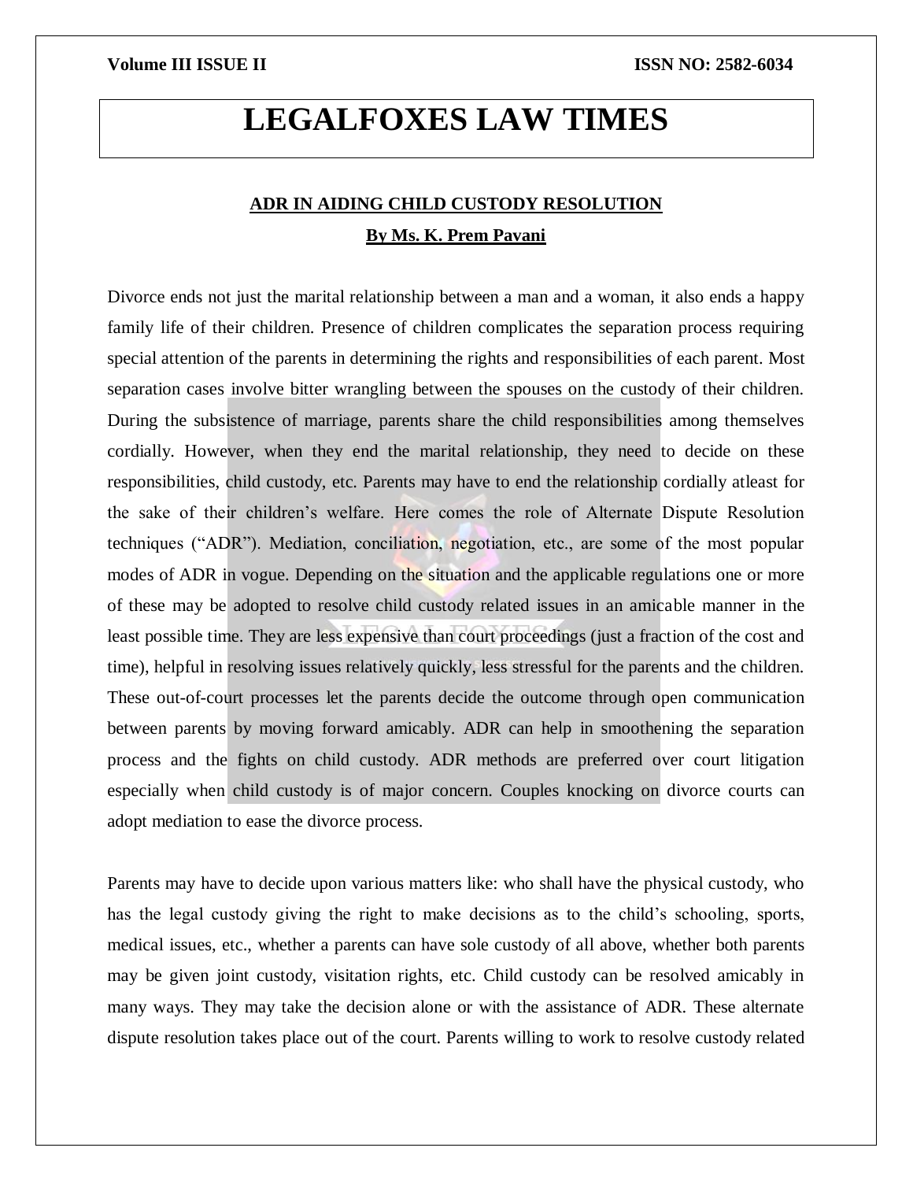# LEGALFOXES LAW TIMES

## ADR IN AIDING CHILD CUSTODY RESOLUTION

**By Ms. K. Prem Pavani**

Divorce ends not just the marital relationship between a man and a woman, it also ends a happy family life of their children. Presence of children complicates the separation process requiring special attention of the parents in determining the rights and responsibilities of each parent. Most separation cases involve bitter wrangling between the spouses on the custody of their children. During the subsistence of marriage, parents share the child responsibilities among themselves cordially. However, when they end the marital relationship, they need to decide on these responsibilities, child custody, etc. Parents may have to end the relationship cordially atleast for the sake of their children's welfare. Here comes the role of Alternate Dispute Resolution techniques ("ADR"). Mediation, conciliation, negotiation, etc., are some of the most popular modes of ADR in vogue. Depending on the situation and the applicable regulations one or more of these may be adopted to resolve child custody related issues in an amicable manner in the least possible time. They are less expensive than court proceedings (just a fraction of the cost and time), helpful in resolving issues relatively quickly, less stressful for the parents and the children. These out-of-court processes let the parents decide the outcome through open communication between parents by moving forward amicably. ADR can help in smoothening the separation process and the fights on child custody. ADR methods are preferred over court litigation especially when child custody is of major concern. Couples knocking on divorce courts can adopt mediation to ease the divorce process.

Parents may have to decide upon various matters like: who shall have the physical custody, who has the legal custody giving the right to make decisions as to the child's schooling, sports, medical issues, etc., whether a parents can have sole custody of all above, whether both parents may be given joint custody, visitation rights, etc. Child custody can be resolved amicably in many ways. They may take the decision alone or with the assistance of ADR. These alternate dispute resolution takes place out of the court. Parents willing to work to resolve custody related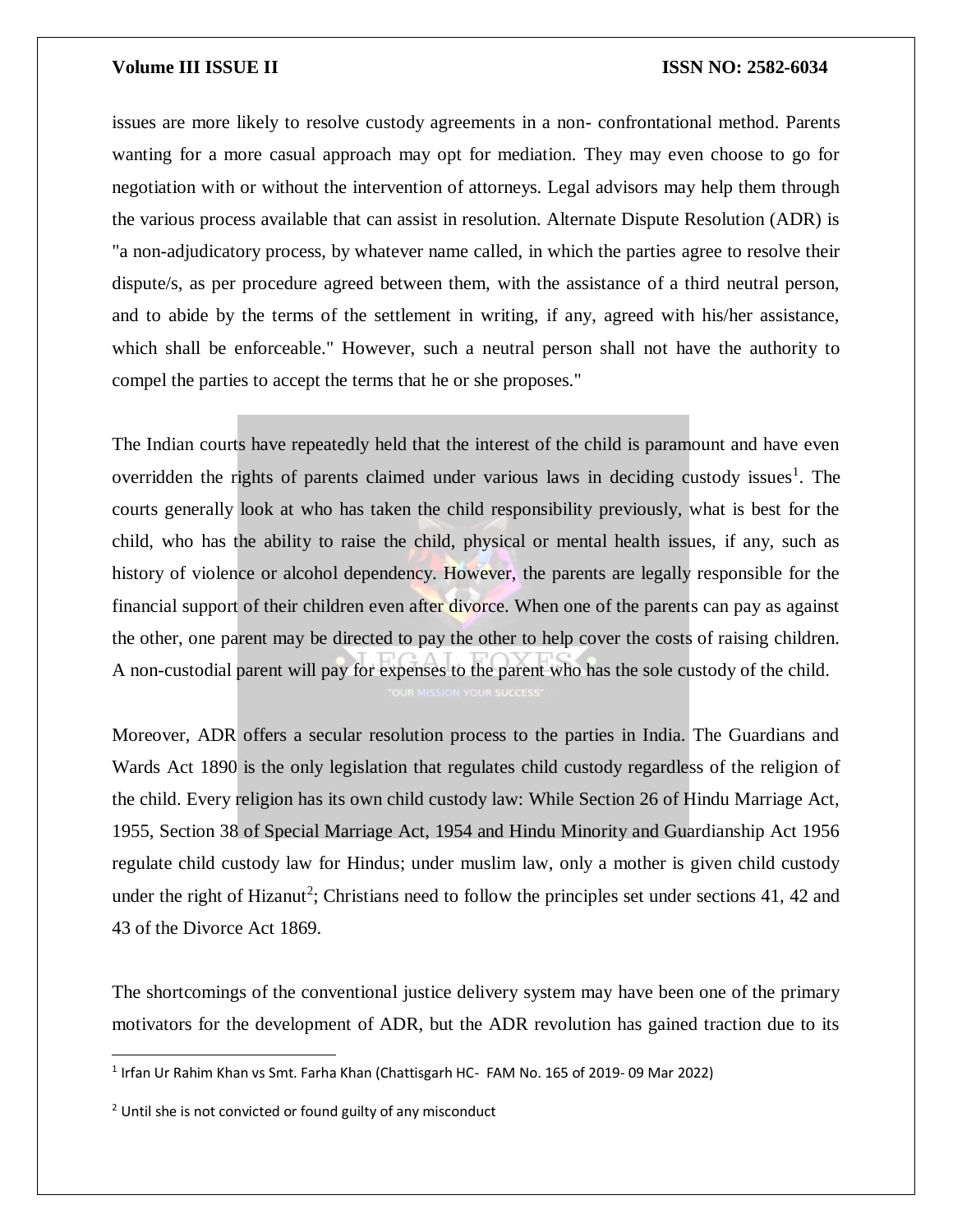issues are more likely to resolve custody agreements in a non- confrontational method. Parents wanting for a more casual approach may opt for mediation. They may even choose to go for negotiation with or without the intervention of attorneys. Legal advisors may help them through the various process available that can assist in resolution. Alternate Dispute Resolution (ADR) is "a non-adjudicatory process, by whatever name called, in which the parties agree to resolve their dispute/s, as per procedure agreed between them, with the assistance of a third neutral person, and to abide by the terms of the settlement in writing, if any, agreed with his/her assistance, which shall be enforceable." However, such a neutral person shall not have the authority to compel the parties to accept the terms that he or she proposes."

The Indian courts have repeatedly held that the interest of the child is paramount and have even overridden the rights of parents claimed under various laws in deciding custody issues[1]. The courts generally look at who has taken the child responsibility previously, what is best for the child, who has the ability to raise the child, physical or mental health issues, if any, such as history of violence or alcohol dependency. However, the parents are legally responsible for the financial support of their children even after divorce. When one of the parents can pay as against the other, one parent may be directed to pay the other to help cover the costs of raising children. A non-custodial parent will pay for expenses to the parent who has the sole custody of the child.

Moreover, ADR offers a secular resolution process to the parties in India. The Guardians and Wards Act 1890 is the only legislation that regulates child custody regardless of the religion of the child. Every religion has its own child custody law: While Section 26 of Hindu Marriage Act, 1955, Section 38 of Special Marriage Act, 1954 and Hindu Minority and Guardianship Act 1956 regulate child custody law for Hindus; under muslim law, only a mother is given child custody under the right of Hizanut[2]; Christians need to follow the principles set under sections 41, 42 and 43 of the Divorce Act 1869.

The shortcomings of the conventional justice delivery system may have been one of the primary motivators for the development of ADR, but the ADR revolution has gained traction due to its

---

[1] Irfan Ur Rahim Khan vs Smt. Farha Khan (Chattisgarh HC- FAM No. 165 of 2019- 09 Mar 2022)

[2] Until she is not convicted or found guilty of any misconduct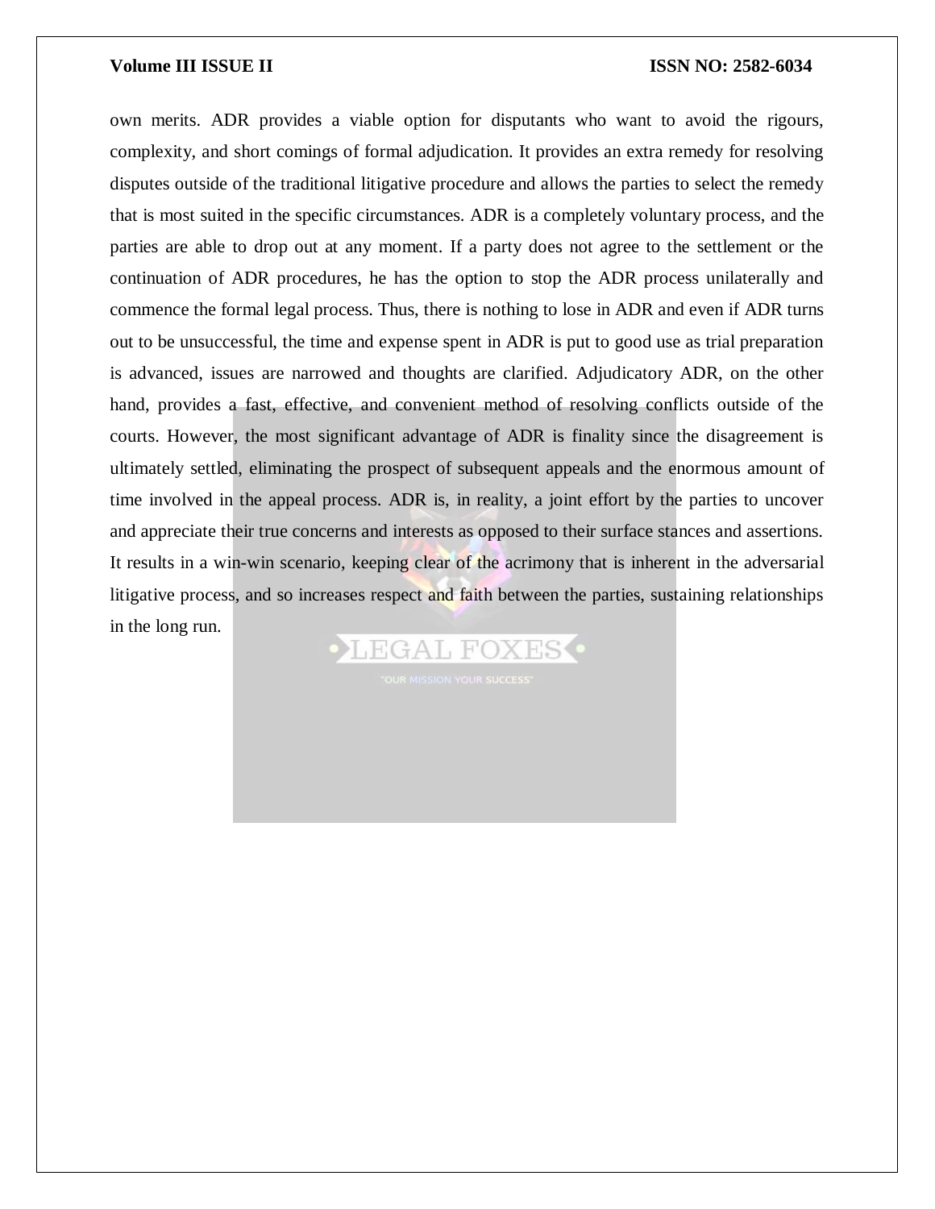own merits. ADR provides a viable option for disputants who want to avoid the rigours, complexity, and short comings of formal adjudication. It provides an extra remedy for resolving disputes outside of the traditional litigative procedure and allows the parties to select the remedy that is most suited in the specific circumstances. ADR is a completely voluntary process, and the parties are able to drop out at any moment. If a party does not agree to the settlement or the continuation of ADR procedures, he has the option to stop the ADR process unilaterally and commence the formal legal process. Thus, there is nothing to lose in ADR and even if ADR turns out to be unsuccessful, the time and expense spent in ADR is put to good use as trial preparation is advanced, issues are narrowed and thoughts are clarified. Adjudicatory ADR, on the other hand, provides a fast, effective, and convenient method of resolving conflicts outside of the courts. However, the most significant advantage of ADR is finality since the disagreement is ultimately settled, eliminating the prospect of subsequent appeals and the enormous amount of time involved in the appeal process. ADR is, in reality, a joint effort by the parties to uncover and appreciate their true concerns and interests as opposed to their surface stances and assertions. It results in a win-win scenario, keeping clear of the acrimony that is inherent in the adversarial litigative process, and so increases respect and faith between the parties, sustaining relationships in the long run.